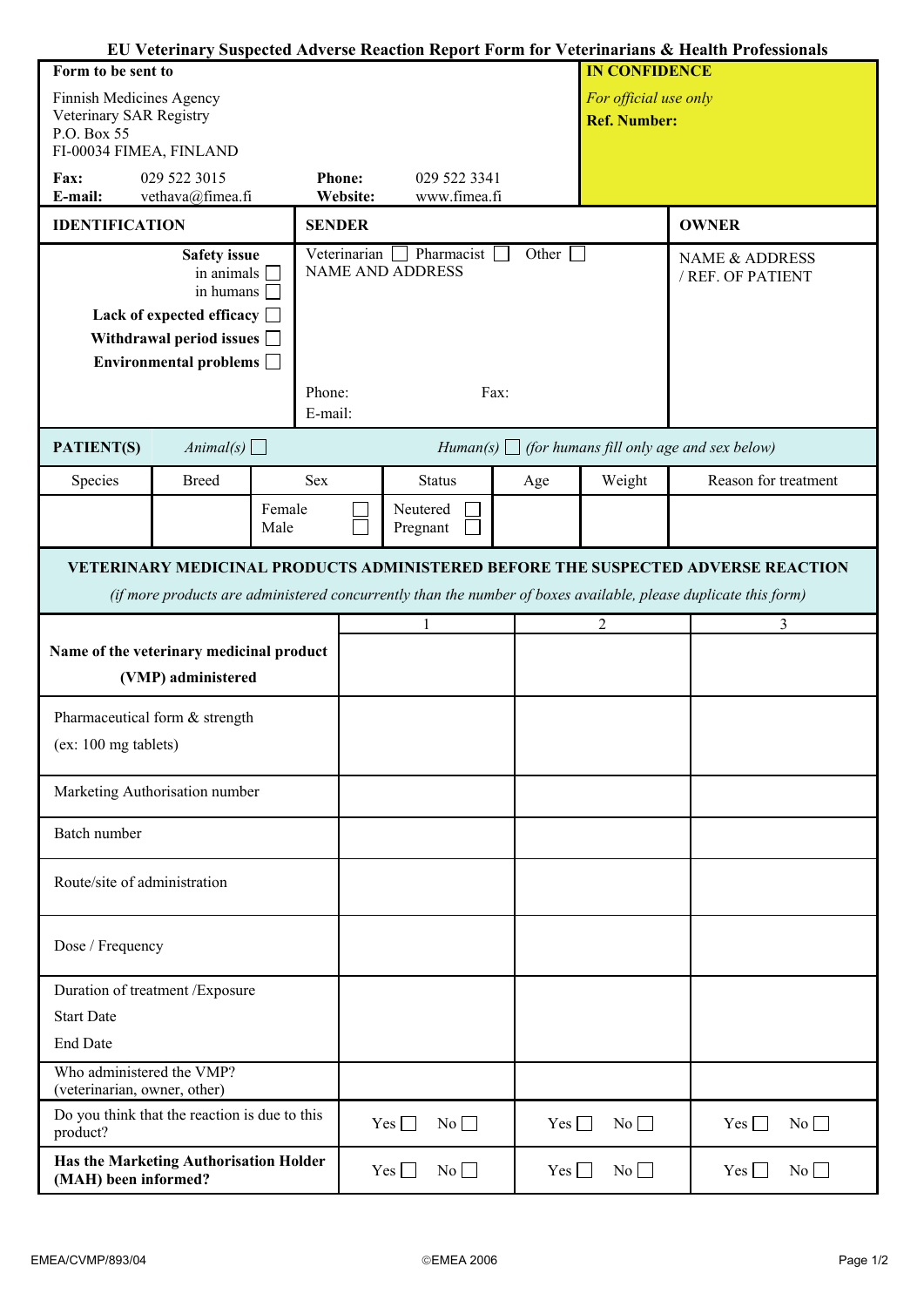# EU Veterinary Suspected Adverse Reaction Report Form for Veterinarians & Health Professionals

| Form to be sent to | IN CONFIDENCE |
|---|---|
| Finnish Medicines Agency<br>Veterinary SAR Registry<br>P.O. Box 55<br>FI-00034 FIMEA, FINLAND<br>**Fax:** 029 522 3015 **Phone:** 029 522 3341<br>**E-mail:** vethava@fimea.fi **Website:** www.fimea.fi | *For official use only*<br>**Ref. Number:** |

| IDENTIFICATION | SENDER | OWNER |
|---|---|---|
| **Safety issue**<br>in animals ☐<br>in humans ☐<br>**Lack of expected efficacy** ☐<br>**Withdrawal period issues** ☐<br>**Environmental problems** ☐ | Veterinarian ☐ Pharmacist ☐ Other ☐<br>NAME AND ADDRESS<br><br>Phone: Fax:<br>E-mail: | NAME & ADDRESS<br>/ REF. OF PATIENT |

**PATIENT(S)** *Animal(s)* ☐ *Human(s)* ☐ *(for humans fill only age and sex below)*

| Species | Breed | Sex | Status | Age | Weight | Reason for treatment |
|---|---|---|---|---|---|---|
| | | Female ☐<br>Male ☐ | Neutered ☐<br>Pregnant ☐ | | | |

## VETERINARY MEDICINAL PRODUCTS ADMINISTERED BEFORE THE SUSPECTED ADVERSE REACTION

*(if more products are administered concurrently than the number of boxes available, please duplicate this form)*

| | 1 | 2 | 3 |
|---|---|---|---|
| **Name of the veterinary medicinal product (VMP) administered** | | | |
| Pharmaceutical form & strength<br>(ex: 100 mg tablets) | | | |
| Marketing Authorisation number | | | |
| Batch number | | | |
| Route/site of administration | | | |
| Dose / Frequency | | | |
| Duration of treatment /Exposure<br>Start Date<br>End Date | | | |
| Who administered the VMP?<br>(veterinarian, owner, other) | | | |
| Do you think that the reaction is due to this product? | Yes ☐ No ☐ | Yes ☐ No ☐ | Yes ☐ No ☐ |
| **Has the Marketing Authorisation Holder (MAH) been informed?** | Yes ☐ No ☐ | Yes ☐ No ☐ | Yes ☐ No ☐ |

EMEA/CVMP/893/04 ©EMEA 2006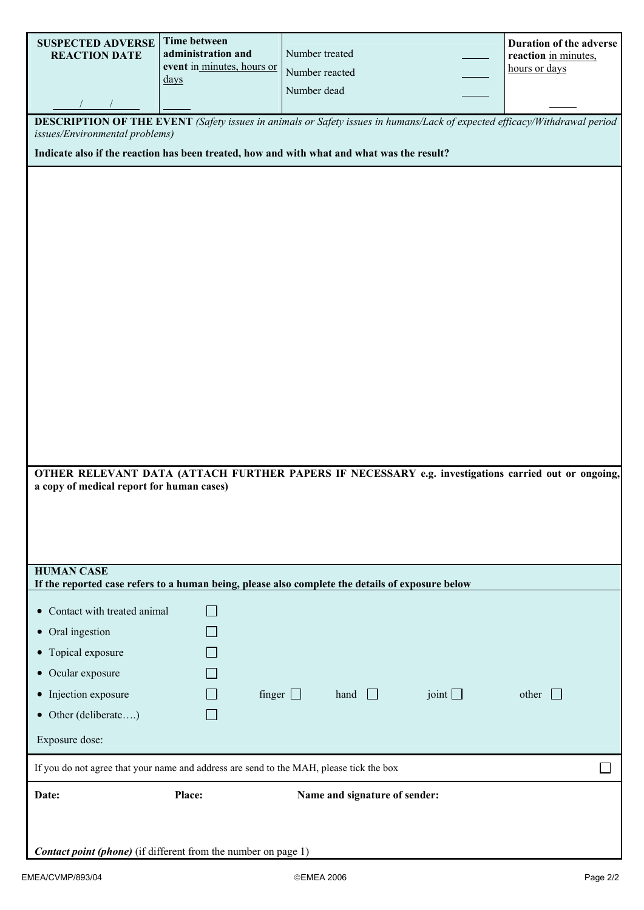| SUSPECTED ADVERSE REACTION DATE | Time between administration and event in minutes, hours or days | | Duration of the adverse reaction in minutes, hours or days |
|---|---|---|---|
| ____/____/____ | _____ | Number treated _____<br>Number reacted _____<br>Number dead _____ | _____ |

**DESCRIPTION OF THE EVENT** *(Safety issues in animals or Safety issues in humans/Lack of expected efficacy/Withdrawal period issues/Environmental problems)*

**Indicate also if the reaction has been treated, how and with what and what was the result?**

**OTHER RELEVANT DATA (ATTACH FURTHER PAPERS IF NECESSARY e.g. investigations carried out or ongoing, a copy of medical report for human cases)**

**HUMAN CASE**
**If the reported case refers to a human being, please also complete the details of exposure below**

- Contact with treated animal ☐
- Oral ingestion ☐
- Topical exposure ☐
- Ocular exposure ☐
- Injection exposure ☐ finger ☐ hand ☐ joint ☐ other ☐
- Other (deliberate….) ☐

Exposure dose:

If you do not agree that your name and address are send to the MAH, please tick the box ☐

**Date:** **Place:** **Name and signature of sender:**

***Contact point (phone)*** (if different from the number on page 1)

EMEA/CVMP/893/04 ©EMEA 2006